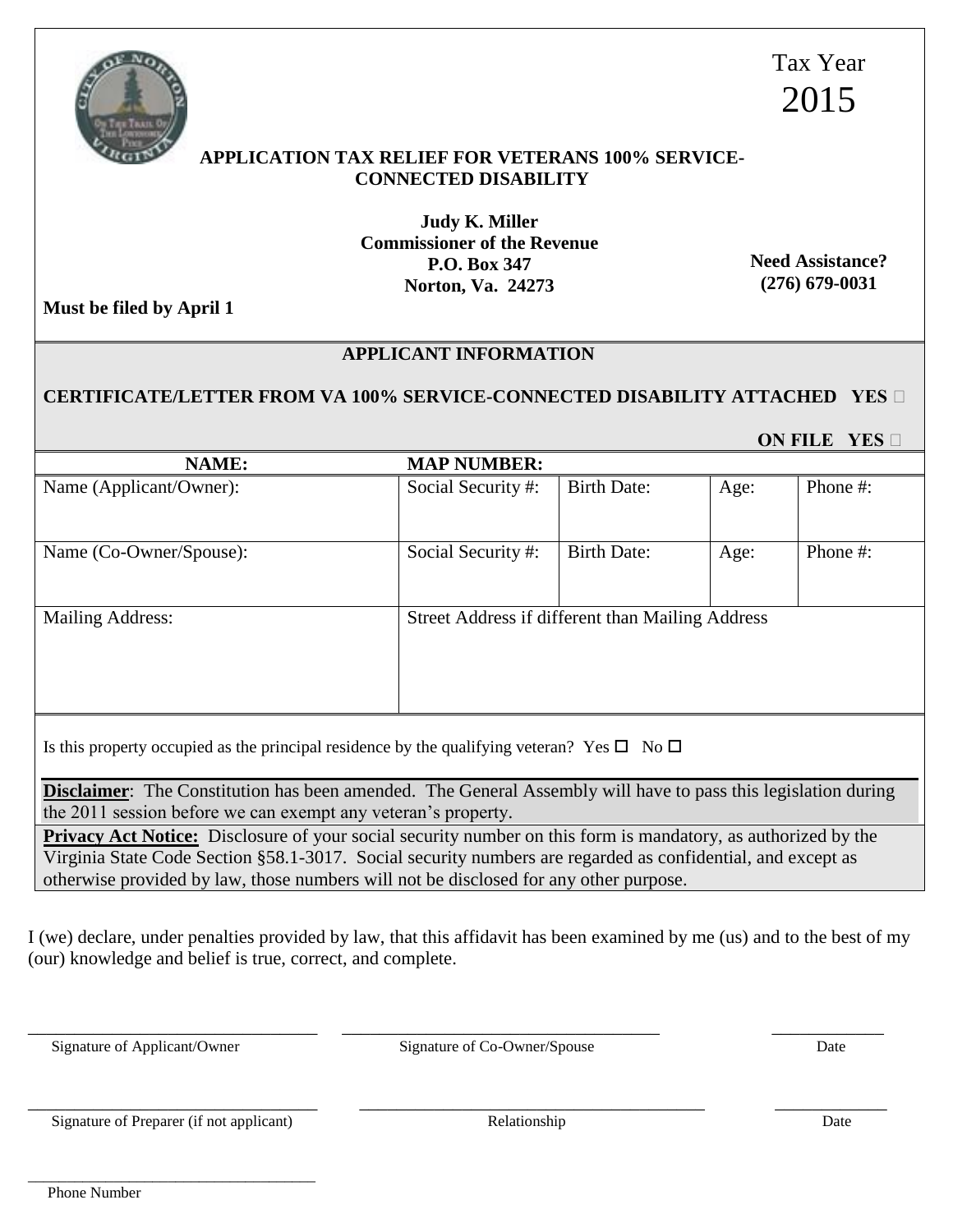Tax Year
2015

## APPLICATION TAX RELIEF FOR VETERANS 100% SERVICE-CONNECTED DISABILITY

**Judy K. Miller**
**Commissioner of the Revenue**
**P.O. Box 347**
**Norton, Va. 24273**

**Need Assistance?**
**(276) 679-0031**

**Must be filed by April 1**

### APPLICANT INFORMATION

**CERTIFICATE/LETTER FROM VA 100% SERVICE-CONNECTED DISABILITY ATTACHED YES □**

**ON FILE YES □**

| **NAME:** | **MAP NUMBER:** | | | |
|---|---|---|---|---|
| Name (Applicant/Owner): | Social Security #: | Birth Date: | Age: | Phone #: |
| Name (Co-Owner/Spouse): | Social Security #: | Birth Date: | Age: | Phone #: |
| Mailing Address: | Street Address if different than Mailing Address | | | |

Is this property occupied as the principal residence by the qualifying veteran? Yes □ No □

**Disclaimer**: The Constitution has been amended. The General Assembly will have to pass this legislation during the 2011 session before we can exempt any veteran's property.

**Privacy Act Notice:** Disclosure of your social security number on this form is mandatory, as authorized by the Virginia State Code Section §58.1-3017. Social security numbers are regarded as confidential, and except as otherwise provided by law, those numbers will not be disclosed for any other purpose.

I (we) declare, under penalties provided by law, that this affidavit has been examined by me (us) and to the best of my (our) knowledge and belief is true, correct, and complete.

\_\_\_\_\_\_\_\_\_\_\_\_\_\_\_\_\_\_\_\_\_\_\_\_\_\_\_\_ \_\_\_\_\_\_\_\_\_\_\_\_\_\_\_\_\_\_\_\_\_\_\_\_\_\_\_\_ \_\_\_\_\_\_\_\_\_\_
Signature of Applicant/Owner Signature of Co-Owner/Spouse Date

\_\_\_\_\_\_\_\_\_\_\_\_\_\_\_\_\_\_\_\_\_\_\_\_\_\_\_\_ \_\_\_\_\_\_\_\_\_\_\_\_\_\_\_\_\_\_\_\_\_\_\_\_\_\_\_\_ \_\_\_\_\_\_\_\_\_\_
Signature of Preparer (if not applicant) Relationship Date

\_\_\_\_\_\_\_\_\_\_\_\_\_\_\_\_\_\_\_\_\_\_\_\_\_\_\_\_
Phone Number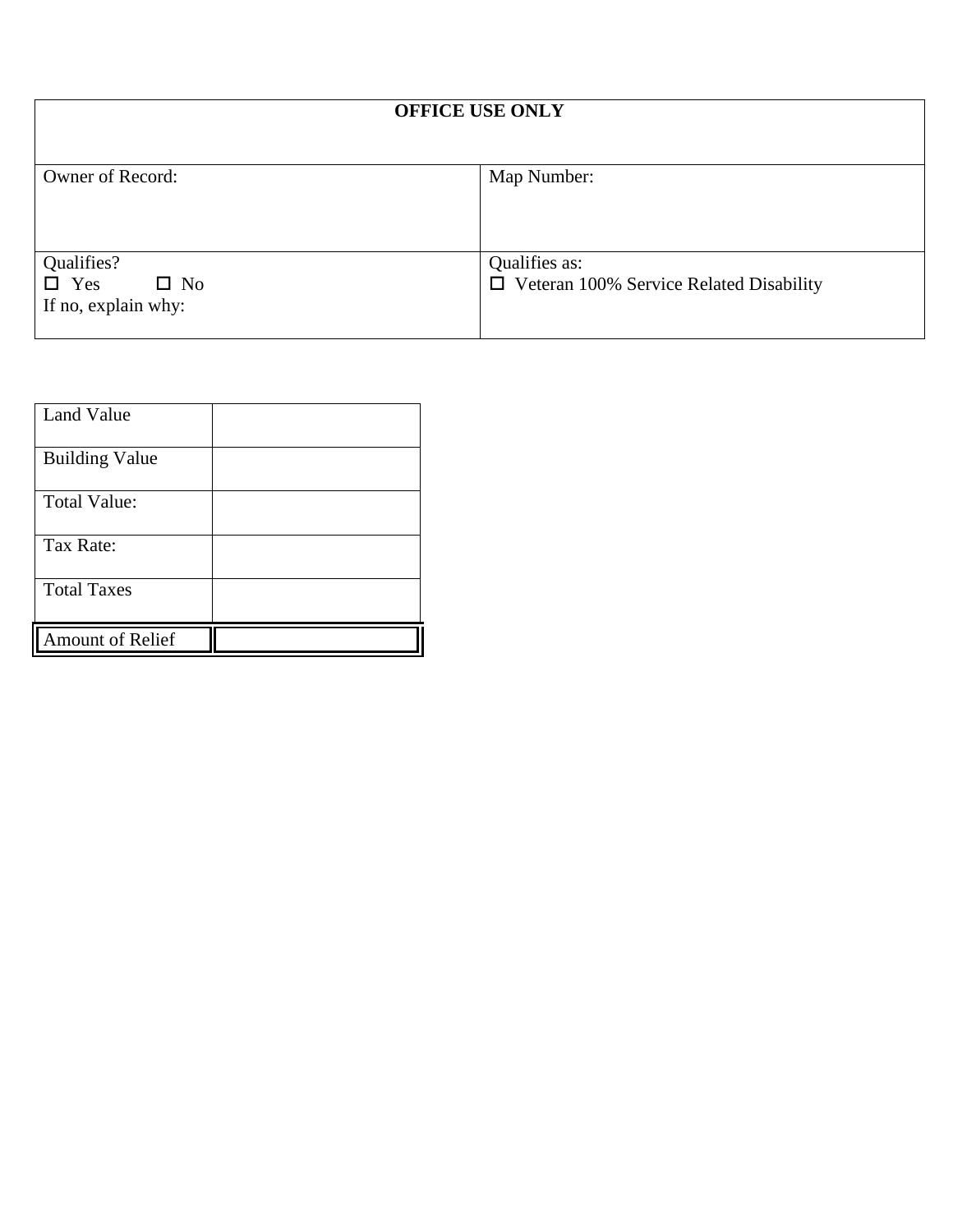| OFFICE USE ONLY | |
|---|---|
| Owner of Record: | Map Number: |
| Qualifies?<br>☐ Yes ☐ No<br>If no, explain why: | Qualifies as:<br>☐ Veteran 100% Service Related Disability |

| | |
|---|---|
| Land Value | |
| Building Value | |
| Total Value: | |
| Tax Rate: | |
| Total Taxes | |
| Amount of Relief | |